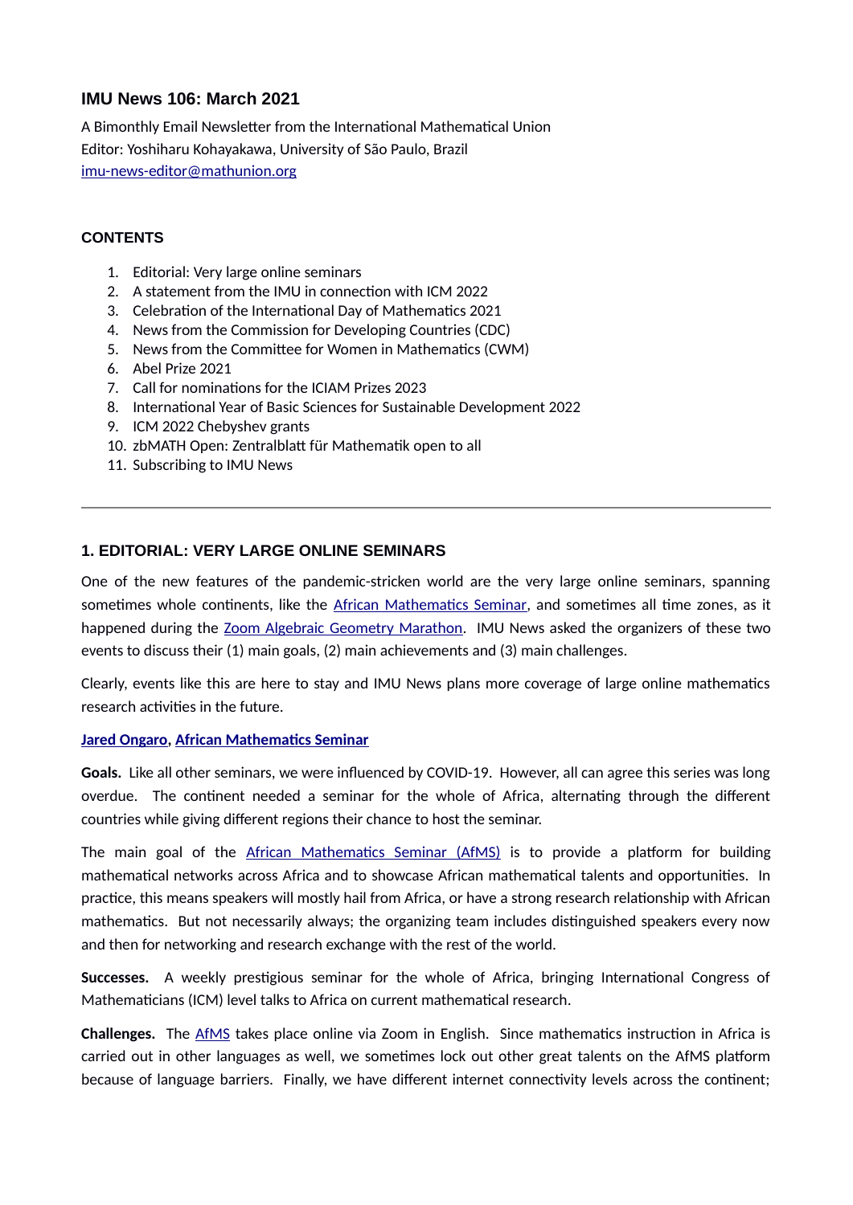# IMU News 106: March 2021

A Bimonthly Email Newsletter from the International Mathematical Union
Editor: Yoshiharu Kohayakawa, University of São Paulo, Brazil
imu-news-editor@mathunion.org

## CONTENTS

1. Editorial: Very large online seminars
2. A statement from the IMU in connection with ICM 2022
3. Celebration of the International Day of Mathematics 2021
4. News from the Commission for Developing Countries (CDC)
5. News from the Committee for Women in Mathematics (CWM)
6. Abel Prize 2021
7. Call for nominations for the ICIAM Prizes 2023
8. International Year of Basic Sciences for Sustainable Development 2022
9. ICM 2022 Chebyshev grants
10. zbMATH Open: Zentralblatt für Mathematik open to all
11. Subscribing to IMU News

---

## 1. EDITORIAL: VERY LARGE ONLINE SEMINARS

One of the new features of the pandemic-stricken world are the very large online seminars, spanning sometimes whole continents, like the African Mathematics Seminar, and sometimes all time zones, as it happened during the Zoom Algebraic Geometry Marathon. IMU News asked the organizers of these two events to discuss their (1) main goals, (2) main achievements and (3) main challenges.

Clearly, events like this are here to stay and IMU News plans more coverage of large online mathematics research activities in the future.

**Jared Ongaro, African Mathematics Seminar**

**Goals.** Like all other seminars, we were influenced by COVID-19. However, all can agree this series was long overdue. The continent needed a seminar for the whole of Africa, alternating through the different countries while giving different regions their chance to host the seminar.

The main goal of the African Mathematics Seminar (AfMS) is to provide a platform for building mathematical networks across Africa and to showcase African mathematical talents and opportunities. In practice, this means speakers will mostly hail from Africa, or have a strong research relationship with African mathematics. But not necessarily always; the organizing team includes distinguished speakers every now and then for networking and research exchange with the rest of the world.

**Successes.** A weekly prestigious seminar for the whole of Africa, bringing International Congress of Mathematicians (ICM) level talks to Africa on current mathematical research.

**Challenges.** The AfMS takes place online via Zoom in English. Since mathematics instruction in Africa is carried out in other languages as well, we sometimes lock out other great talents on the AfMS platform because of language barriers. Finally, we have different internet connectivity levels across the continent;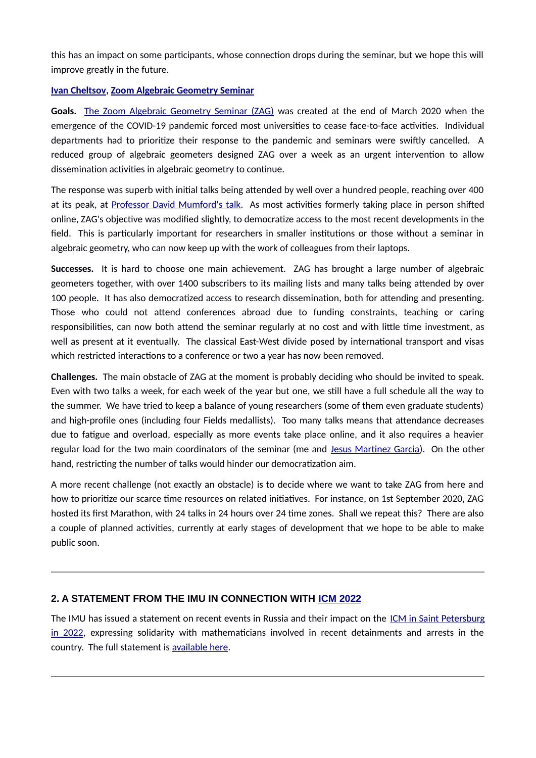this has an impact on some participants, whose connection drops during the seminar, but we hope this will improve greatly in the future.

**Ivan Cheltsov, Zoom Algebraic Geometry Seminar**

**Goals.** The Zoom Algebraic Geometry Seminar (ZAG) was created at the end of March 2020 when the emergence of the COVID-19 pandemic forced most universities to cease face-to-face activities. Individual departments had to prioritize their response to the pandemic and seminars were swiftly cancelled. A reduced group of algebraic geometers designed ZAG over a week as an urgent intervention to allow dissemination activities in algebraic geometry to continue.

The response was superb with initial talks being attended by well over a hundred people, reaching over 400 at its peak, at Professor David Mumford's talk. As most activities formerly taking place in person shifted online, ZAG's objective was modified slightly, to democratize access to the most recent developments in the field. This is particularly important for researchers in smaller institutions or those without a seminar in algebraic geometry, who can now keep up with the work of colleagues from their laptops.

**Successes.** It is hard to choose one main achievement. ZAG has brought a large number of algebraic geometers together, with over 1400 subscribers to its mailing lists and many talks being attended by over 100 people. It has also democratized access to research dissemination, both for attending and presenting. Those who could not attend conferences abroad due to funding constraints, teaching or caring responsibilities, can now both attend the seminar regularly at no cost and with little time investment, as well as present at it eventually. The classical East-West divide posed by international transport and visas which restricted interactions to a conference or two a year has now been removed.

**Challenges.** The main obstacle of ZAG at the moment is probably deciding who should be invited to speak. Even with two talks a week, for each week of the year but one, we still have a full schedule all the way to the summer. We have tried to keep a balance of young researchers (some of them even graduate students) and high-profile ones (including four Fields medallists). Too many talks means that attendance decreases due to fatigue and overload, especially as more events take place online, and it also requires a heavier regular load for the two main coordinators of the seminar (me and Jesus Martinez Garcia). On the other hand, restricting the number of talks would hinder our democratization aim.

A more recent challenge (not exactly an obstacle) is to decide where we want to take ZAG from here and how to prioritize our scarce time resources on related initiatives. For instance, on 1st September 2020, ZAG hosted its first Marathon, with 24 talks in 24 hours over 24 time zones. Shall we repeat this? There are also a couple of planned activities, currently at early stages of development that we hope to be able to make public soon.

---

## 2. A STATEMENT FROM THE IMU IN CONNECTION WITH ICM 2022

The IMU has issued a statement on recent events in Russia and their impact on the ICM in Saint Petersburg in 2022, expressing solidarity with mathematicians involved in recent detainments and arrests in the country. The full statement is available here.

---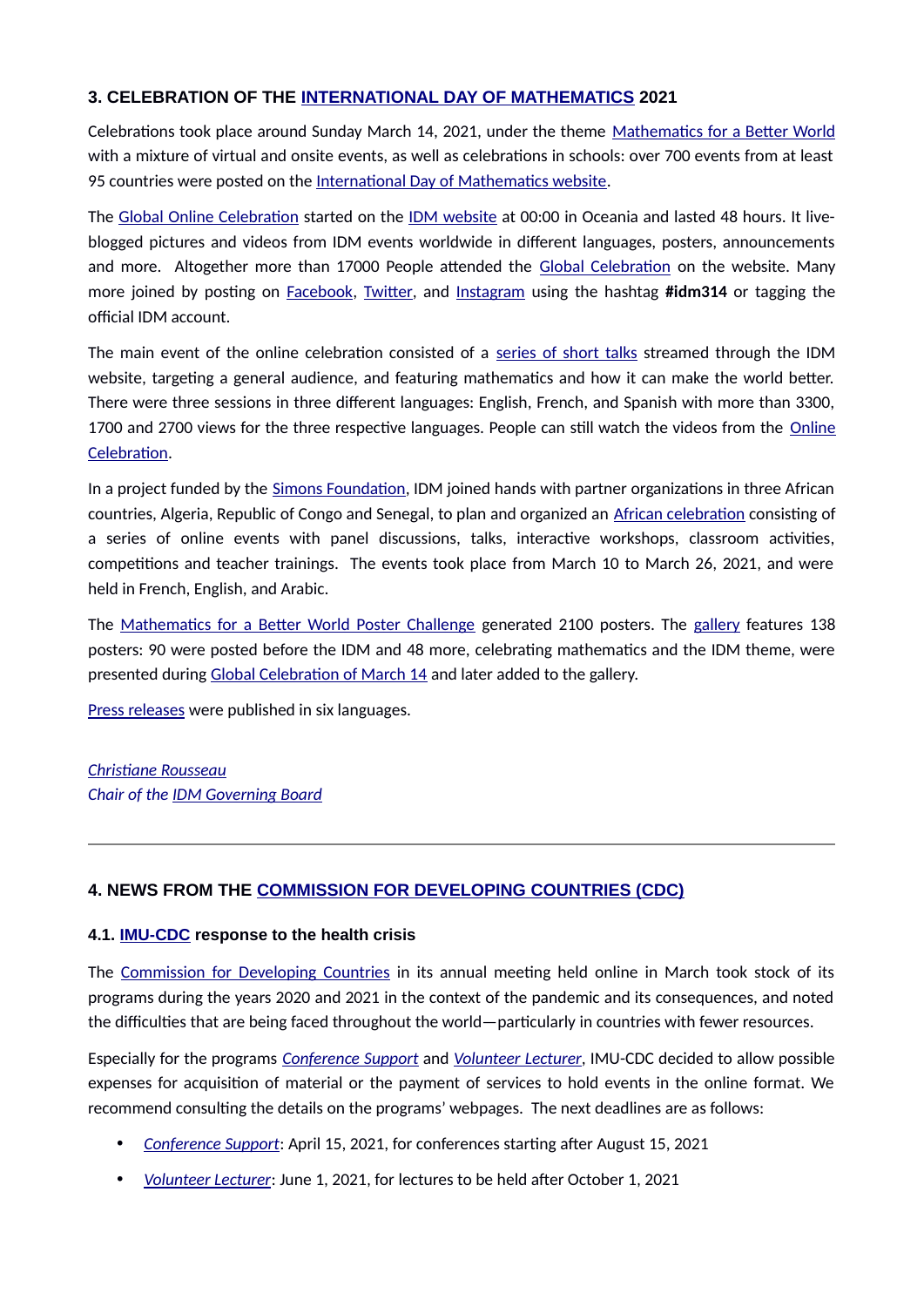### 3. CELEBRATION OF THE INTERNATIONAL DAY OF MATHEMATICS 2021

Celebrations took place around Sunday March 14, 2021, under the theme Mathematics for a Better World with a mixture of virtual and onsite events, as well as celebrations in schools: over 700 events from at least 95 countries were posted on the International Day of Mathematics website.

The Global Online Celebration started on the IDM website at 00:00 in Oceania and lasted 48 hours. It live-blogged pictures and videos from IDM events worldwide in different languages, posters, announcements and more. Altogether more than 17000 People attended the Global Celebration on the website. Many more joined by posting on Facebook, Twitter, and Instagram using the hashtag **#idm314** or tagging the official IDM account.

The main event of the online celebration consisted of a series of short talks streamed through the IDM website, targeting a general audience, and featuring mathematics and how it can make the world better. There were three sessions in three different languages: English, French, and Spanish with more than 3300, 1700 and 2700 views for the three respective languages. People can still watch the videos from the Online Celebration.

In a project funded by the Simons Foundation, IDM joined hands with partner organizations in three African countries, Algeria, Republic of Congo and Senegal, to plan and organized an African celebration consisting of a series of online events with panel discussions, talks, interactive workshops, classroom activities, competitions and teacher trainings. The events took place from March 10 to March 26, 2021, and were held in French, English, and Arabic.

The Mathematics for a Better World Poster Challenge generated 2100 posters. The gallery features 138 posters: 90 were posted before the IDM and 48 more, celebrating mathematics and the IDM theme, were presented during Global Celebration of March 14 and later added to the gallery.

Press releases were published in six languages.

*Christiane Rousseau*
*Chair of the IDM Governing Board*

---

### 4. NEWS FROM THE COMMISSION FOR DEVELOPING COUNTRIES (CDC)

#### 4.1. IMU-CDC response to the health crisis

The Commission for Developing Countries in its annual meeting held online in March took stock of its programs during the years 2020 and 2021 in the context of the pandemic and its consequences, and noted the difficulties that are being faced throughout the world—particularly in countries with fewer resources.

Especially for the programs *Conference Support* and *Volunteer Lecturer*, IMU-CDC decided to allow possible expenses for acquisition of material or the payment of services to hold events in the online format. We recommend consulting the details on the programs' webpages. The next deadlines are as follows:

- *Conference Support*: April 15, 2021, for conferences starting after August 15, 2021
- *Volunteer Lecturer*: June 1, 2021, for lectures to be held after October 1, 2021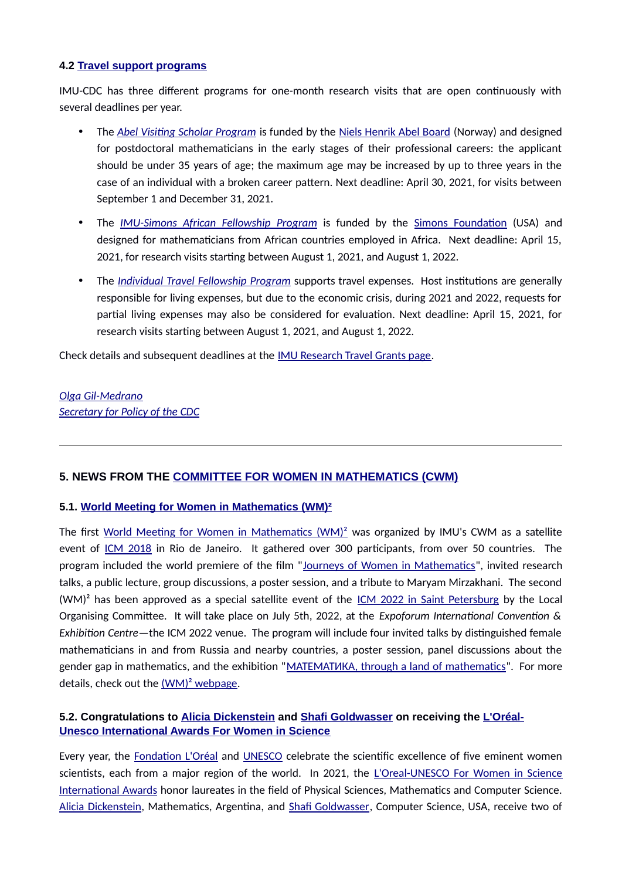### 4.2 Travel support programs

IMU-CDC has three different programs for one-month research visits that are open continuously with several deadlines per year.

- The *Abel Visiting Scholar Program* is funded by the Niels Henrik Abel Board (Norway) and designed for postdoctoral mathematicians in the early stages of their professional careers: the applicant should be under 35 years of age; the maximum age may be increased by up to three years in the case of an individual with a broken career pattern. Next deadline: April 30, 2021, for visits between September 1 and December 31, 2021.
- The *IMU-Simons African Fellowship Program* is funded by the Simons Foundation (USA) and designed for mathematicians from African countries employed in Africa. Next deadline: April 15, 2021, for research visits starting between August 1, 2021, and August 1, 2022.
- The *Individual Travel Fellowship Program* supports travel expenses. Host institutions are generally responsible for living expenses, but due to the economic crisis, during 2021 and 2022, requests for partial living expenses may also be considered for evaluation. Next deadline: April 15, 2021, for research visits starting between August 1, 2021, and August 1, 2022.

Check details and subsequent deadlines at the IMU Research Travel Grants page.

*Olga Gil-Medrano*
*Secretary for Policy of the CDC*

---

## 5. NEWS FROM THE COMMITTEE FOR WOMEN IN MATHEMATICS (CWM)

### 5.1. World Meeting for Women in Mathematics (WM)²

The first World Meeting for Women in Mathematics (WM)² was organized by IMU's CWM as a satellite event of ICM 2018 in Rio de Janeiro. It gathered over 300 participants, from over 50 countries. The program included the world premiere of the film "Journeys of Women in Mathematics", invited research talks, a public lecture, group discussions, a poster session, and a tribute to Maryam Mirzakhani. The second (WM)² has been approved as a special satellite event of the ICM 2022 in Saint Petersburg by the Local Organising Committee. It will take place on July 5th, 2022, at the *Expoforum International Convention & Exhibition Centre*—the ICM 2022 venue. The program will include four invited talks by distinguished female mathematicians in and from Russia and nearby countries, a poster session, panel discussions about the gender gap in mathematics, and the exhibition "МАТЕМАТИКА, through a land of mathematics". For more details, check out the (WM)² webpage.

### 5.2. Congratulations to Alicia Dickenstein and Shafi Goldwasser on receiving the L'Oréal-Unesco International Awards For Women in Science

Every year, the Fondation L'Oréal and UNESCO celebrate the scientific excellence of five eminent women scientists, each from a major region of the world. In 2021, the L'Oreal-UNESCO For Women in Science International Awards honor laureates in the field of Physical Sciences, Mathematics and Computer Science. Alicia Dickenstein, Mathematics, Argentina, and Shafi Goldwasser, Computer Science, USA, receive two of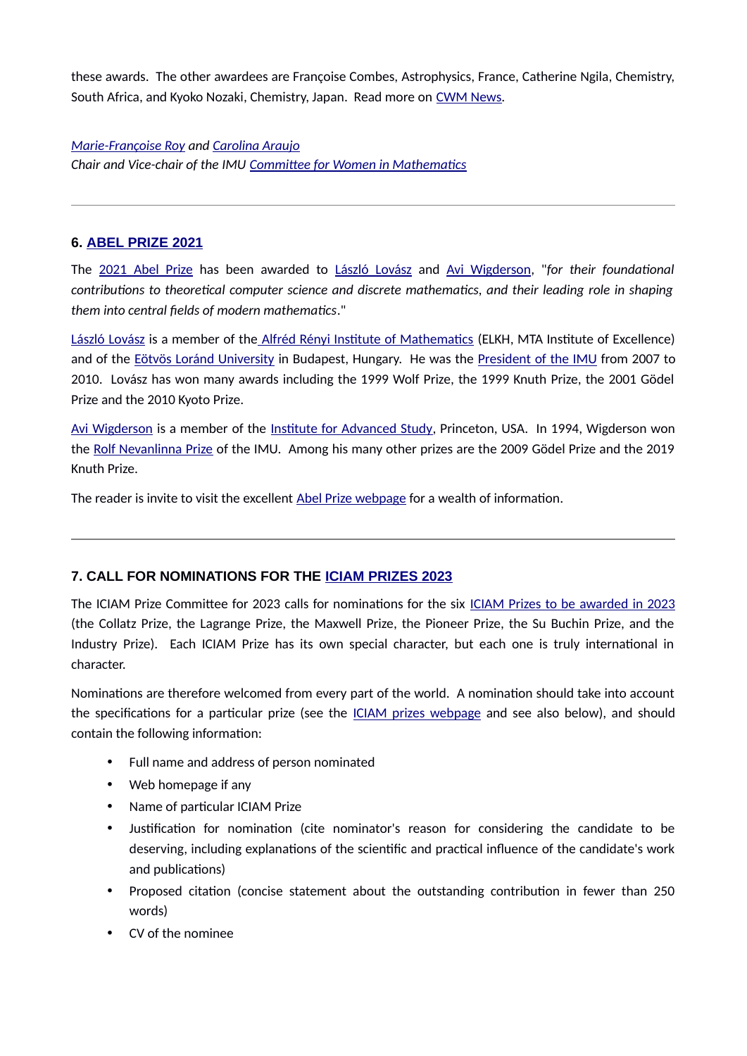these awards. The other awardees are Françoise Combes, Astrophysics, France, Catherine Ngila, Chemistry, South Africa, and Kyoko Nozaki, Chemistry, Japan. Read more on CWM News.

*Marie-Françoise Roy and Carolina Araujo*
*Chair and Vice-chair of the IMU Committee for Women in Mathematics*

---

### 6. ABEL PRIZE 2021

The 2021 Abel Prize has been awarded to László Lovász and Avi Wigderson, "*for their foundational contributions to theoretical computer science and discrete mathematics, and their leading role in shaping them into central fields of modern mathematics*."

László Lovász is a member of the Alfréd Rényi Institute of Mathematics (ELKH, MTA Institute of Excellence) and of the Eötvös Loránd University in Budapest, Hungary. He was the President of the IMU from 2007 to 2010. Lovász has won many awards including the 1999 Wolf Prize, the 1999 Knuth Prize, the 2001 Gödel Prize and the 2010 Kyoto Prize.

Avi Wigderson is a member of the Institute for Advanced Study, Princeton, USA. In 1994, Wigderson won the Rolf Nevanlinna Prize of the IMU. Among his many other prizes are the 2009 Gödel Prize and the 2019 Knuth Prize.

The reader is invite to visit the excellent Abel Prize webpage for a wealth of information.

---

### 7. CALL FOR NOMINATIONS FOR THE ICIAM PRIZES 2023

The ICIAM Prize Committee for 2023 calls for nominations for the six ICIAM Prizes to be awarded in 2023 (the Collatz Prize, the Lagrange Prize, the Maxwell Prize, the Pioneer Prize, the Su Buchin Prize, and the Industry Prize). Each ICIAM Prize has its own special character, but each one is truly international in character.

Nominations are therefore welcomed from every part of the world. A nomination should take into account the specifications for a particular prize (see the ICIAM prizes webpage and see also below), and should contain the following information:

- Full name and address of person nominated
- Web homepage if any
- Name of particular ICIAM Prize
- Justification for nomination (cite nominator's reason for considering the candidate to be deserving, including explanations of the scientific and practical influence of the candidate's work and publications)
- Proposed citation (concise statement about the outstanding contribution in fewer than 250 words)
- CV of the nominee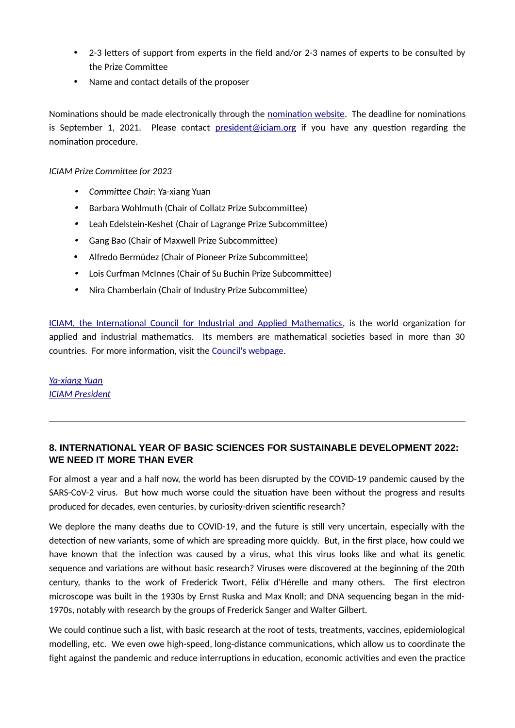- 2-3 letters of support from experts in the field and/or 2-3 names of experts to be consulted by the Prize Committee
- Name and contact details of the proposer

Nominations should be made electronically through the nomination website. The deadline for nominations is September 1, 2021. Please contact president@iciam.org if you have any question regarding the nomination procedure.

*ICIAM Prize Committee for 2023*

- *Committee Chair*: Ya-xiang Yuan
- Barbara Wohlmuth (Chair of Collatz Prize Subcommittee)
- Leah Edelstein-Keshet (Chair of Lagrange Prize Subcommittee)
- Gang Bao (Chair of Maxwell Prize Subcommittee)
- Alfredo Bermúdez (Chair of Pioneer Prize Subcommittee)
- Lois Curfman McInnes (Chair of Su Buchin Prize Subcommittee)
- Nira Chamberlain (Chair of Industry Prize Subcommittee)

ICIAM, the International Council for Industrial and Applied Mathematics, is the world organization for applied and industrial mathematics. Its members are mathematical societies based in more than 30 countries. For more information, visit the Council's webpage.

*Ya-xiang Yuan*
*ICIAM President*

---

### 8. INTERNATIONAL YEAR OF BASIC SCIENCES FOR SUSTAINABLE DEVELOPMENT 2022: WE NEED IT MORE THAN EVER

For almost a year and a half now, the world has been disrupted by the COVID-19 pandemic caused by the SARS-CoV-2 virus. But how much worse could the situation have been without the progress and results produced for decades, even centuries, by curiosity-driven scientific research?

We deplore the many deaths due to COVID-19, and the future is still very uncertain, especially with the detection of new variants, some of which are spreading more quickly. But, in the first place, how could we have known that the infection was caused by a virus, what this virus looks like and what its genetic sequence and variations are without basic research? Viruses were discovered at the beginning of the 20th century, thanks to the work of Frederick Twort, Félix d'Hérelle and many others. The first electron microscope was built in the 1930s by Ernst Ruska and Max Knoll; and DNA sequencing began in the mid-1970s, notably with research by the groups of Frederick Sanger and Walter Gilbert.

We could continue such a list, with basic research at the root of tests, treatments, vaccines, epidemiological modelling, etc. We even owe high-speed, long-distance communications, which allow us to coordinate the fight against the pandemic and reduce interruptions in education, economic activities and even the practice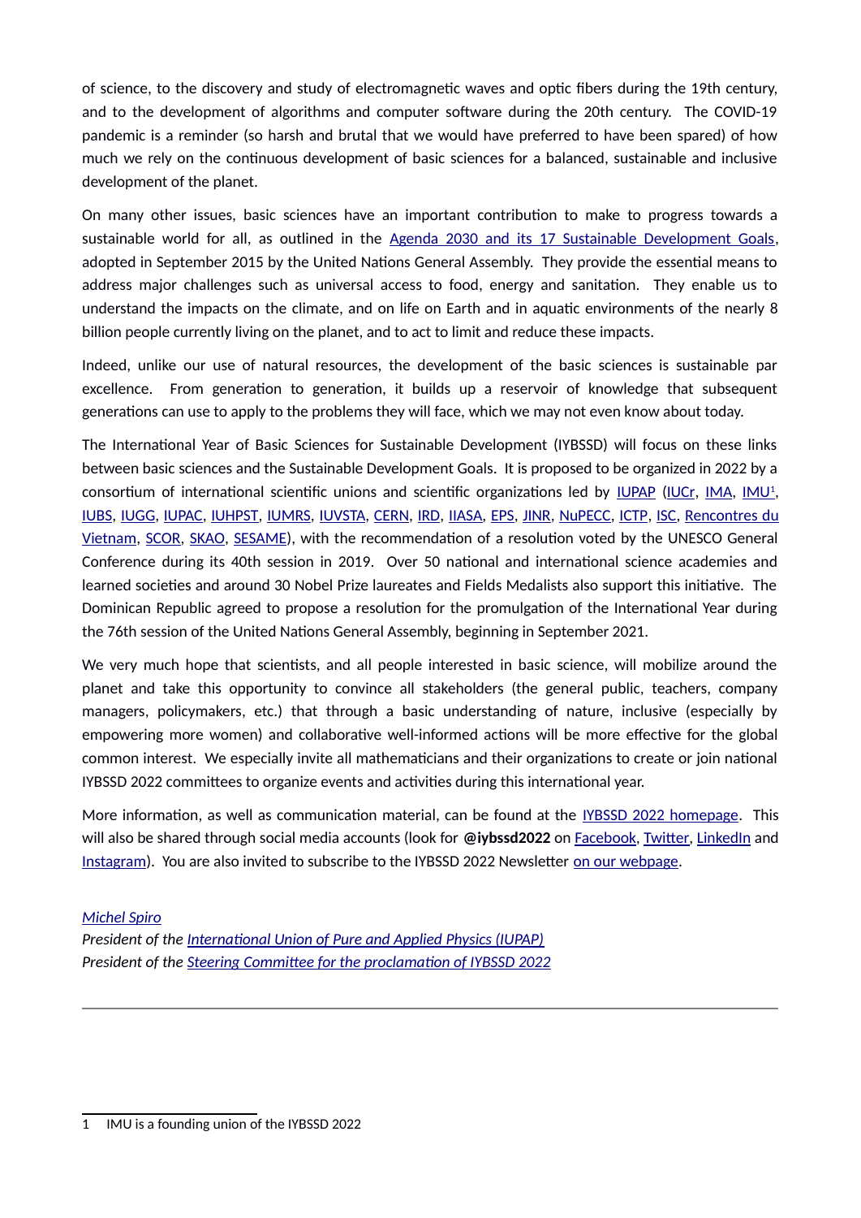of science, to the discovery and study of electromagnetic waves and optic fibers during the 19th century, and to the development of algorithms and computer software during the 20th century. The COVID-19 pandemic is a reminder (so harsh and brutal that we would have preferred to have been spared) of how much we rely on the continuous development of basic sciences for a balanced, sustainable and inclusive development of the planet.

On many other issues, basic sciences have an important contribution to make to progress towards a sustainable world for all, as outlined in the Agenda 2030 and its 17 Sustainable Development Goals, adopted in September 2015 by the United Nations General Assembly. They provide the essential means to address major challenges such as universal access to food, energy and sanitation. They enable us to understand the impacts on the climate, and on life on Earth and in aquatic environments of the nearly 8 billion people currently living on the planet, and to act to limit and reduce these impacts.

Indeed, unlike our use of natural resources, the development of the basic sciences is sustainable par excellence. From generation to generation, it builds up a reservoir of knowledge that subsequent generations can use to apply to the problems they will face, which we may not even know about today.

The International Year of Basic Sciences for Sustainable Development (IYBSSD) will focus on these links between basic sciences and the Sustainable Development Goals. It is proposed to be organized in 2022 by a consortium of international scientific unions and scientific organizations led by IUPAP (IUCr, IMA, IMU[1], IUBS, IUGG, IUPAC, IUHPST, IUMRS, IUVSTA, CERN, IRD, IIASA, EPS, JINR, NuPECC, ICTP, ISC, Rencontres du Vietnam, SCOR, SKAO, SESAME), with the recommendation of a resolution voted by the UNESCO General Conference during its 40th session in 2019. Over 50 national and international science academies and learned societies and around 30 Nobel Prize laureates and Fields Medalists also support this initiative. The Dominican Republic agreed to propose a resolution for the promulgation of the International Year during the 76th session of the United Nations General Assembly, beginning in September 2021.

We very much hope that scientists, and all people interested in basic science, will mobilize around the planet and take this opportunity to convince all stakeholders (the general public, teachers, company managers, policymakers, etc.) that through a basic understanding of nature, inclusive (especially by empowering more women) and collaborative well-informed actions will be more effective for the global common interest. We especially invite all mathematicians and their organizations to create or join national IYBSSD 2022 committees to organize events and activities during this international year.

More information, as well as communication material, can be found at the IYBSSD 2022 homepage. This will also be shared through social media accounts (look for **@iybssd2022** on Facebook, Twitter, LinkedIn and Instagram). You are also invited to subscribe to the IYBSSD 2022 Newsletter on our webpage.

*Michel Spiro*
*President of the International Union of Pure and Applied Physics (IUPAP)*
*President of the Steering Committee for the proclamation of IYBSSD 2022*

---

[1] IMU is a founding union of the IYBSSD 2022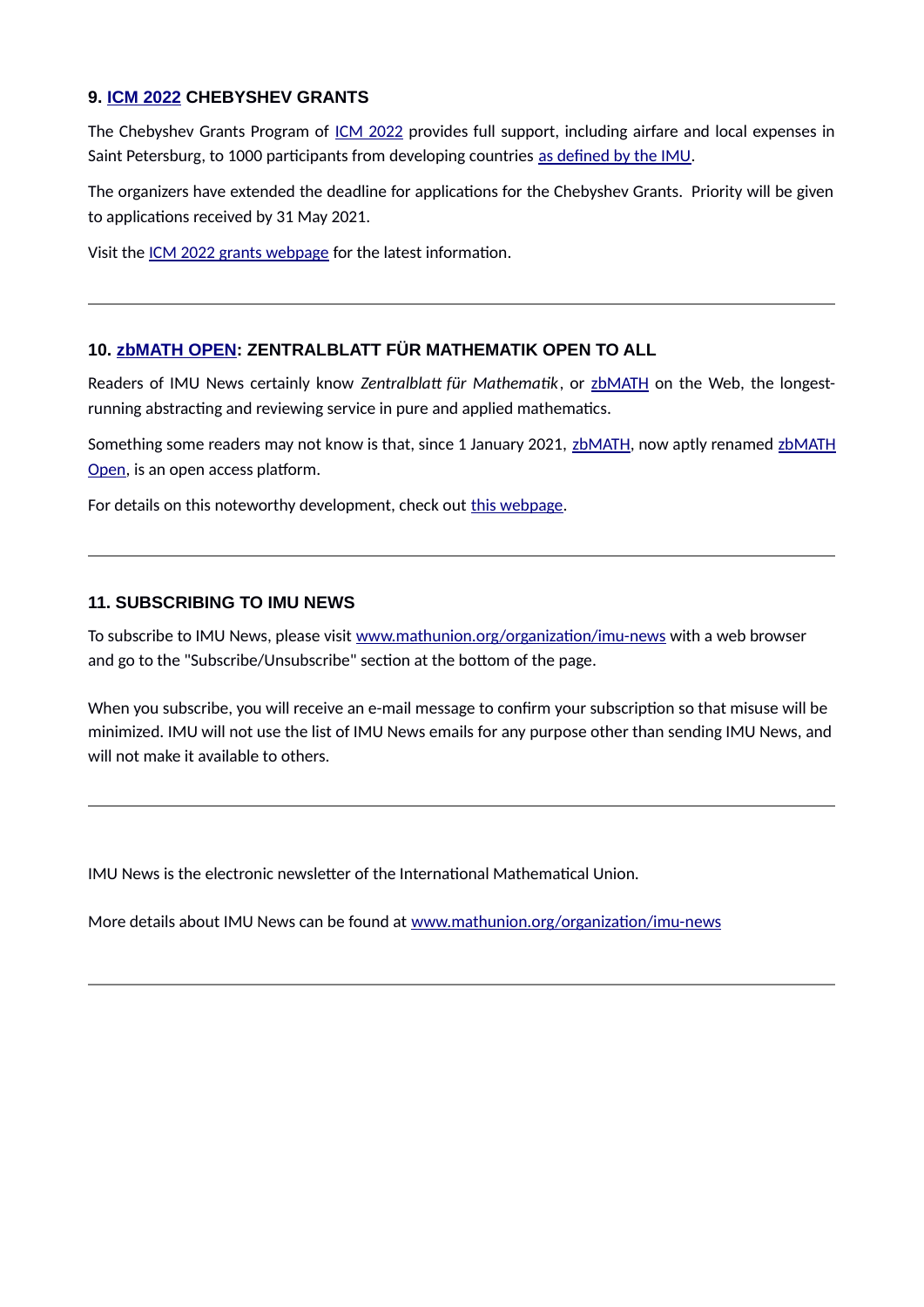### 9. ICM 2022 CHEBYSHEV GRANTS

The Chebyshev Grants Program of ICM 2022 provides full support, including airfare and local expenses in Saint Petersburg, to 1000 participants from developing countries as defined by the IMU.

The organizers have extended the deadline for applications for the Chebyshev Grants. Priority will be given to applications received by 31 May 2021.

Visit the ICM 2022 grants webpage for the latest information.

---

### 10. zbMATH OPEN: ZENTRALBLATT FÜR MATHEMATIK OPEN TO ALL

Readers of IMU News certainly know *Zentralblatt für Mathematik*, or zbMATH on the Web, the longest-running abstracting and reviewing service in pure and applied mathematics.

Something some readers may not know is that, since 1 January 2021, zbMATH, now aptly renamed zbMATH Open, is an open access platform.

For details on this noteworthy development, check out this webpage.

---

### 11. SUBSCRIBING TO IMU NEWS

To subscribe to IMU News, please visit www.mathunion.org/organization/imu-news with a web browser and go to the "Subscribe/Unsubscribe" section at the bottom of the page.

When you subscribe, you will receive an e-mail message to confirm your subscription so that misuse will be minimized. IMU will not use the list of IMU News emails for any purpose other than sending IMU News, and will not make it available to others.

---

IMU News is the electronic newsletter of the International Mathematical Union.

More details about IMU News can be found at www.mathunion.org/organization/imu-news

---